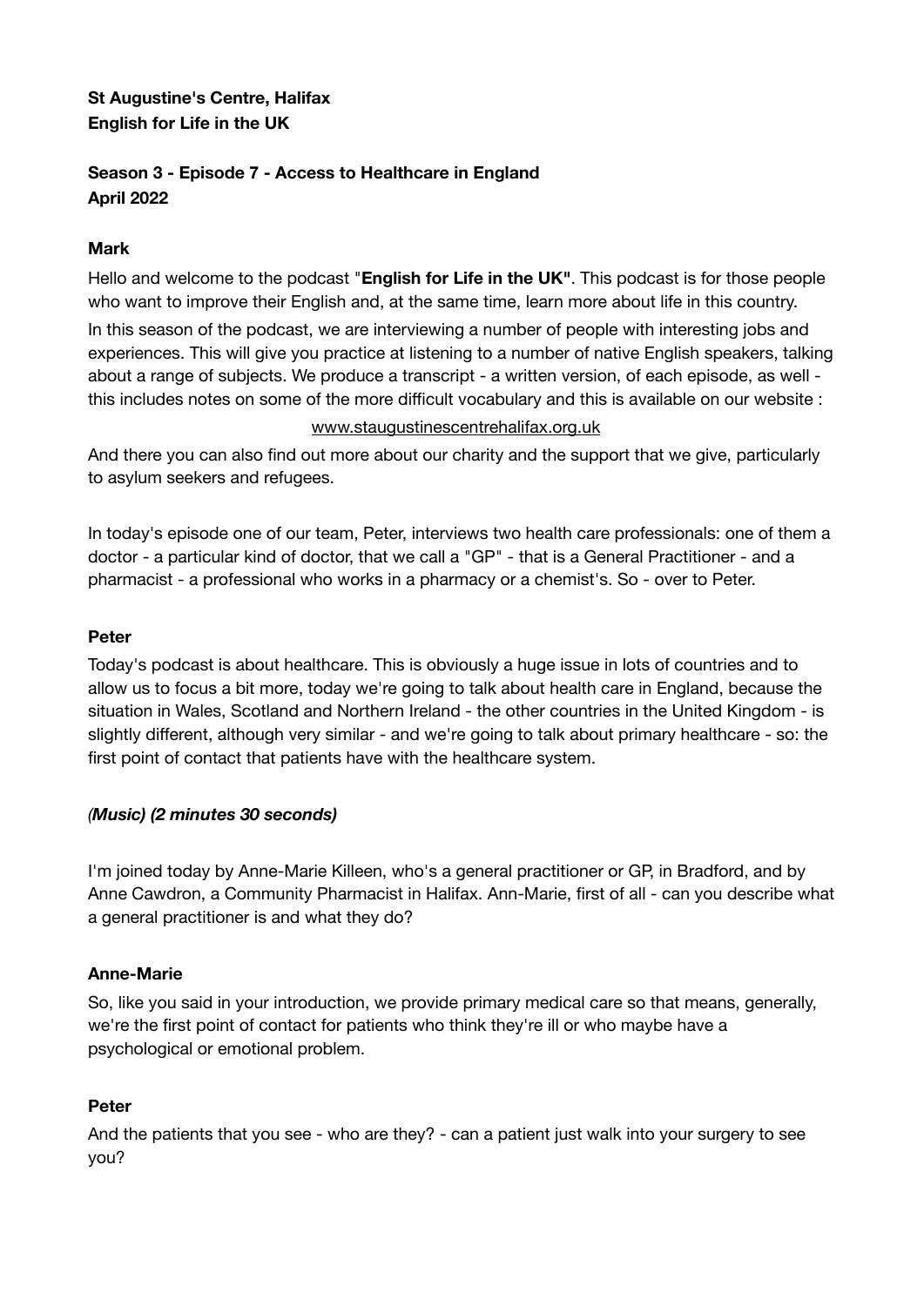**St Augustine's Centre, Halifax**
**English for Life in the UK**

**Season 3 - Episode 7 - Access to Healthcare in England**
**April 2022**

**Mark**

Hello and welcome to the podcast "**English for Life in the UK"**. This podcast is for those people who want to improve their English and, at the same time, learn more about life in this country.

In this season of the podcast, we are interviewing a number of people with interesting jobs and experiences. This will give you practice at listening to a number of native English speakers, talking about a range of subjects. We produce a transcript - a written version, of each episode, as well - this includes notes on some of the more difficult vocabulary and this is available on our website :

www.staugustinescentrehalifax.org.uk

And there you can also find out more about our charity and the support that we give, particularly to asylum seekers and refugees.

In today's episode one of our team, Peter, interviews two health care professionals: one of them a doctor - a particular kind of doctor, that we call a "GP" - that is a General Practitioner - and a pharmacist - a professional who works in a pharmacy or a chemist's. So - over to Peter.

**Peter**

Today's podcast is about healthcare. This is obviously a huge issue in lots of countries and to allow us to focus a bit more, today we're going to talk about health care in England, because the situation in Wales, Scotland and Northern Ireland - the other countries in the United Kingdom - is slightly different, although very similar - and we're going to talk about primary healthcare - so: the first point of contact that patients have with the healthcare system.

*(Music) (2 minutes 30 seconds)*

I'm joined today by Anne-Marie Killeen, who's a general practitioner or GP, in Bradford, and by Anne Cawdron, a Community Pharmacist in Halifax. Ann-Marie, first of all - can you describe what a general practitioner is and what they do?

**Anne-Marie**

So, like you said in your introduction, we provide primary medical care so that means, generally, we're the first point of contact for patients who think they're ill or who maybe have a psychological or emotional problem.

**Peter**

And the patients that you see - who are they? - can a patient just walk into your surgery to see you?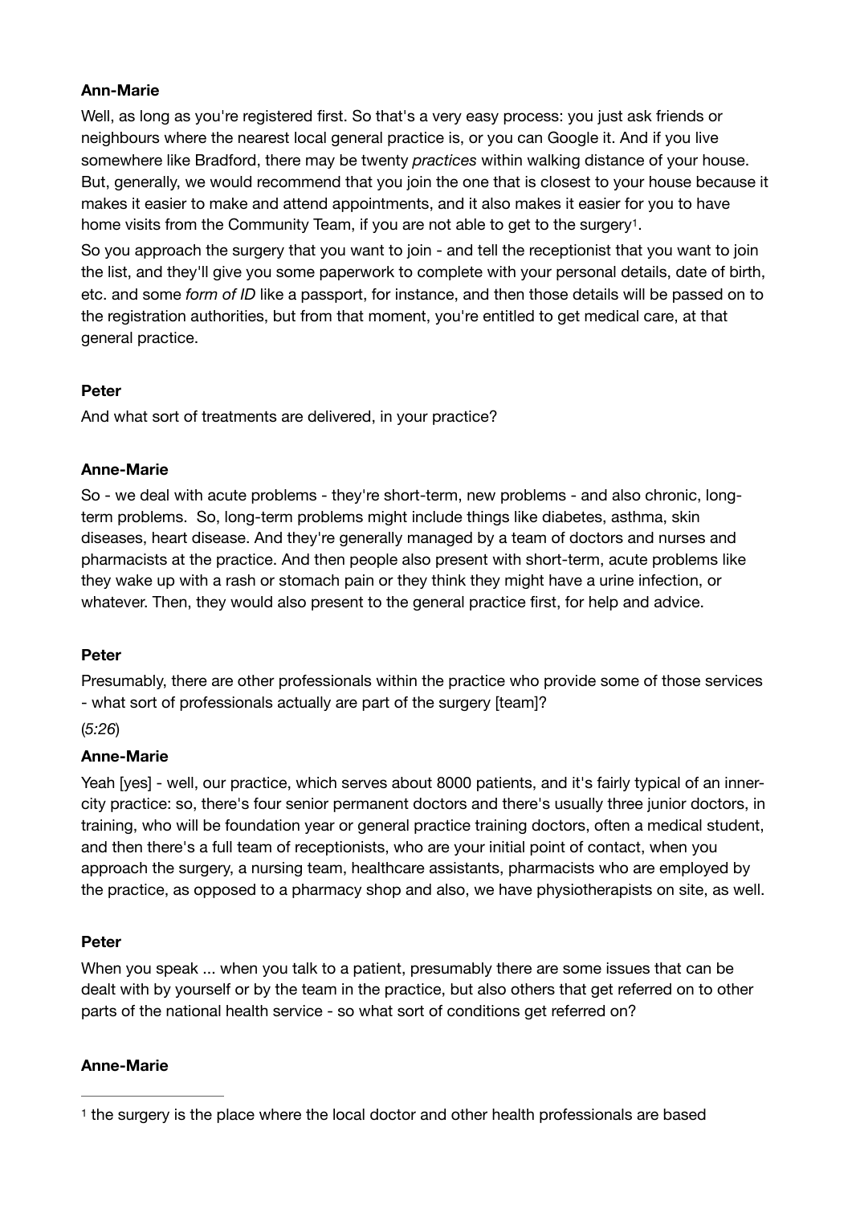**Ann-Marie**

Well, as long as you're registered first. So that's a very easy process: you just ask friends or neighbours where the nearest local general practice is, or you can Google it. And if you live somewhere like Bradford, there may be twenty *practices* within walking distance of your house. But, generally, we would recommend that you join the one that is closest to your house because it makes it easier to make and attend appointments, and it also makes it easier for you to have home visits from the Community Team, if you are not able to get to the surgery[1].

So you approach the surgery that you want to join - and tell the receptionist that you want to join the list, and they'll give you some paperwork to complete with your personal details, date of birth, etc. and some *form of ID* like a passport, for instance, and then those details will be passed on to the registration authorities, but from that moment, you're entitled to get medical care, at that general practice.

**Peter**

And what sort of treatments are delivered, in your practice?

**Anne-Marie**

So - we deal with acute problems - they're short-term, new problems - and also chronic, long-term problems. So, long-term problems might include things like diabetes, asthma, skin diseases, heart disease. And they're generally managed by a team of doctors and nurses and pharmacists at the practice. And then people also present with short-term, acute problems like they wake up with a rash or stomach pain or they think they might have a urine infection, or whatever. Then, they would also present to the general practice first, for help and advice.

**Peter**

Presumably, there are other professionals within the practice who provide some of those services - what sort of professionals actually are part of the surgery [team]?

(*5:26*)

**Anne-Marie**

Yeah [yes] - well, our practice, which serves about 8000 patients, and it's fairly typical of an inner-city practice: so, there's four senior permanent doctors and there's usually three junior doctors, in training, who will be foundation year or general practice training doctors, often a medical student, and then there's a full team of receptionists, who are your initial point of contact, when you approach the surgery, a nursing team, healthcare assistants, pharmacists who are employed by the practice, as opposed to a pharmacy shop and also, we have physiotherapists on site, as well.

**Peter**

When you speak ... when you talk to a patient, presumably there are some issues that can be dealt with by yourself or by the team in the practice, but also others that get referred on to other parts of the national health service - so what sort of conditions get referred on?

**Anne-Marie**

---

[1] the surgery is the place where the local doctor and other health professionals are based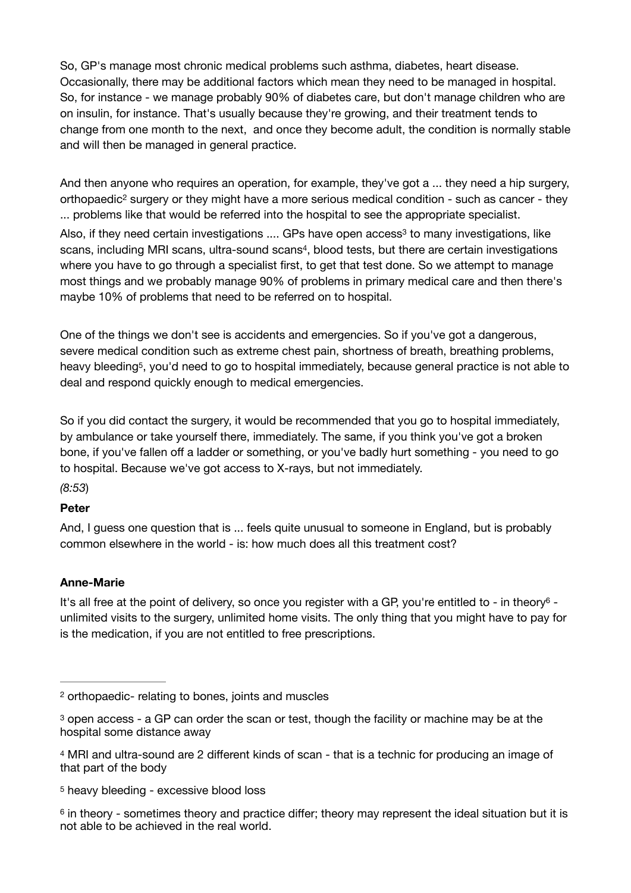So, GP's manage most chronic medical problems such asthma, diabetes, heart disease. Occasionally, there may be additional factors which mean they need to be managed in hospital. So, for instance - we manage probably 90% of diabetes care, but don't manage children who are on insulin, for instance. That's usually because they're growing, and their treatment tends to change from one month to the next, and once they become adult, the condition is normally stable and will then be managed in general practice.

And then anyone who requires an operation, for example, they've got a ... they need a hip surgery, orthopaedic[2] surgery or they might have a more serious medical condition - such as cancer - they ... problems like that would be referred into the hospital to see the appropriate specialist.

Also, if they need certain investigations .... GPs have open access[3] to many investigations, like scans, including MRI scans, ultra-sound scans[4], blood tests, but there are certain investigations where you have to go through a specialist first, to get that test done. So we attempt to manage most things and we probably manage 90% of problems in primary medical care and then there's maybe 10% of problems that need to be referred on to hospital.

One of the things we don't see is accidents and emergencies. So if you've got a dangerous, severe medical condition such as extreme chest pain, shortness of breath, breathing problems, heavy bleeding[5], you'd need to go to hospital immediately, because general practice is not able to deal and respond quickly enough to medical emergencies.

So if you did contact the surgery, it would be recommended that you go to hospital immediately, by ambulance or take yourself there, immediately. The same, if you think you've got a broken bone, if you've fallen off a ladder or something, or you've badly hurt something - you need to go to hospital. Because we've got access to X-rays, but not immediately.

*(8:53)*

**Peter**

And, I guess one question that is ... feels quite unusual to someone in England, but is probably common elsewhere in the world - is: how much does all this treatment cost?

**Anne-Marie**

It's all free at the point of delivery, so once you register with a GP, you're entitled to - in theory[6] - unlimited visits to the surgery, unlimited home visits. The only thing that you might have to pay for is the medication, if you are not entitled to free prescriptions.

---

[2] orthopaedic- relating to bones, joints and muscles

[3] open access - a GP can order the scan or test, though the facility or machine may be at the hospital some distance away

[4] MRI and ultra-sound are 2 different kinds of scan - that is a technic for producing an image of that part of the body

[5] heavy bleeding - excessive blood loss

[6] in theory - sometimes theory and practice differ; theory may represent the ideal situation but it is not able to be achieved in the real world.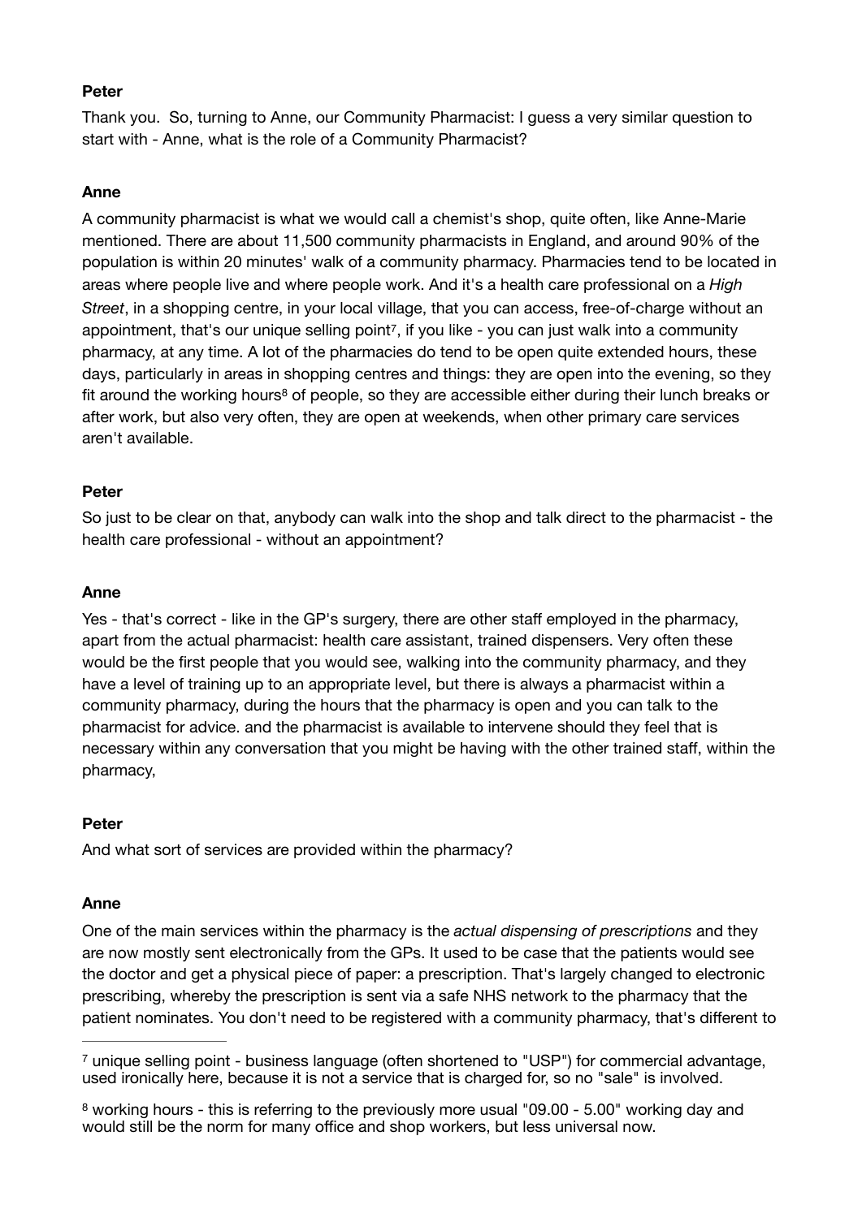**Peter**

Thank you. So, turning to Anne, our Community Pharmacist: I guess a very similar question to start with - Anne, what is the role of a Community Pharmacist?

**Anne**

A community pharmacist is what we would call a chemist's shop, quite often, like Anne-Marie mentioned. There are about 11,500 community pharmacists in England, and around 90% of the population is within 20 minutes' walk of a community pharmacy. Pharmacies tend to be located in areas where people live and where people work. And it's a health care professional on a *High Street*, in a shopping centre, in your local village, that you can access, free-of-charge without an appointment, that's our unique selling point[7], if you like - you can just walk into a community pharmacy, at any time. A lot of the pharmacies do tend to be open quite extended hours, these days, particularly in areas in shopping centres and things: they are open into the evening, so they fit around the working hours[8] of people, so they are accessible either during their lunch breaks or after work, but also very often, they are open at weekends, when other primary care services aren't available.

**Peter**

So just to be clear on that, anybody can walk into the shop and talk direct to the pharmacist - the health care professional - without an appointment?

**Anne**

Yes - that's correct - like in the GP's surgery, there are other staff employed in the pharmacy, apart from the actual pharmacist: health care assistant, trained dispensers. Very often these would be the first people that you would see, walking into the community pharmacy, and they have a level of training up to an appropriate level, but there is always a pharmacist within a community pharmacy, during the hours that the pharmacy is open and you can talk to the pharmacist for advice. and the pharmacist is available to intervene should they feel that is necessary within any conversation that you might be having with the other trained staff, within the pharmacy,

**Peter**

And what sort of services are provided within the pharmacy?

**Anne**

One of the main services within the pharmacy is the *actual dispensing of prescriptions* and they are now mostly sent electronically from the GPs. It used to be case that the patients would see the doctor and get a physical piece of paper: a prescription. That's largely changed to electronic prescribing, whereby the prescription is sent via a safe NHS network to the pharmacy that the patient nominates. You don't need to be registered with a community pharmacy, that's different to

---

[7] unique selling point - business language (often shortened to "USP") for commercial advantage, used ironically here, because it is not a service that is charged for, so no "sale" is involved.

[8] working hours - this is referring to the previously more usual "09.00 - 5.00" working day and would still be the norm for many office and shop workers, but less universal now.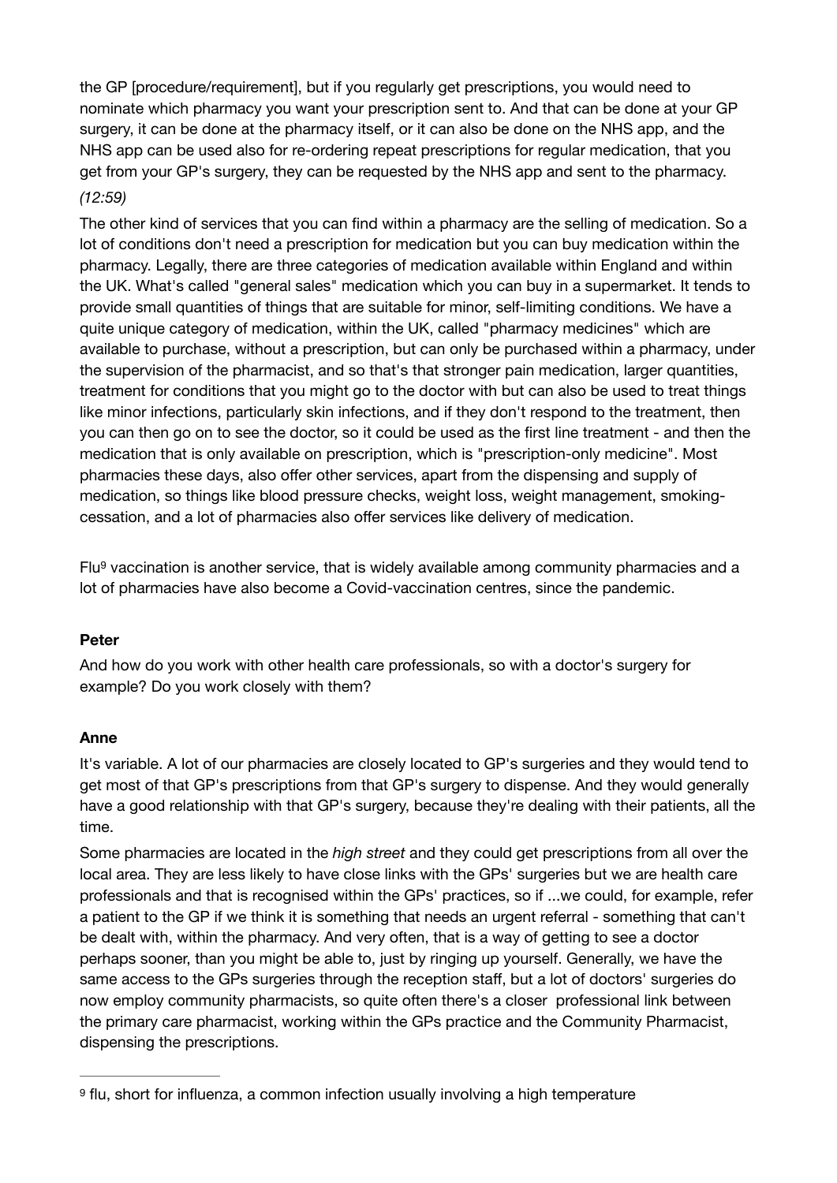the GP [procedure/requirement], but if you regularly get prescriptions, you would need to nominate which pharmacy you want your prescription sent to. And that can be done at your GP surgery, it can be done at the pharmacy itself, or it can also be done on the NHS app, and the NHS app can be used also for re-ordering repeat prescriptions for regular medication, that you get from your GP's surgery, they can be requested by the NHS app and sent to the pharmacy.

*(12:59)*

The other kind of services that you can find within a pharmacy are the selling of medication. So a lot of conditions don't need a prescription for medication but you can buy medication within the pharmacy. Legally, there are three categories of medication available within England and within the UK. What's called "general sales" medication which you can buy in a supermarket. It tends to provide small quantities of things that are suitable for minor, self-limiting conditions. We have a quite unique category of medication, within the UK, called "pharmacy medicines" which are available to purchase, without a prescription, but can only be purchased within a pharmacy, under the supervision of the pharmacist, and so that's that stronger pain medication, larger quantities, treatment for conditions that you might go to the doctor with but can also be used to treat things like minor infections, particularly skin infections, and if they don't respond to the treatment, then you can then go on to see the doctor, so it could be used as the first line treatment - and then the medication that is only available on prescription, which is "prescription-only medicine". Most pharmacies these days, also offer other services, apart from the dispensing and supply of medication, so things like blood pressure checks, weight loss, weight management, smoking-cessation, and a lot of pharmacies also offer services like delivery of medication.

Flu[9] vaccination is another service, that is widely available among community pharmacies and a lot of pharmacies have also become a Covid-vaccination centres, since the pandemic.

**Peter**

And how do you work with other health care professionals, so with a doctor's surgery for example? Do you work closely with them?

**Anne**

It's variable. A lot of our pharmacies are closely located to GP's surgeries and they would tend to get most of that GP's prescriptions from that GP's surgery to dispense. And they would generally have a good relationship with that GP's surgery, because they're dealing with their patients, all the time.

Some pharmacies are located in the *high street* and they could get prescriptions from all over the local area. They are less likely to have close links with the GPs' surgeries but we are health care professionals and that is recognised within the GPs' practices, so if ...we could, for example, refer a patient to the GP if we think it is something that needs an urgent referral - something that can't be dealt with, within the pharmacy. And very often, that is a way of getting to see a doctor perhaps sooner, than you might be able to, just by ringing up yourself. Generally, we have the same access to the GPs surgeries through the reception staff, but a lot of doctors' surgeries do now employ community pharmacists, so quite often there's a closer professional link between the primary care pharmacist, working within the GPs practice and the Community Pharmacist, dispensing the prescriptions.

---

[9] flu, short for influenza, a common infection usually involving a high temperature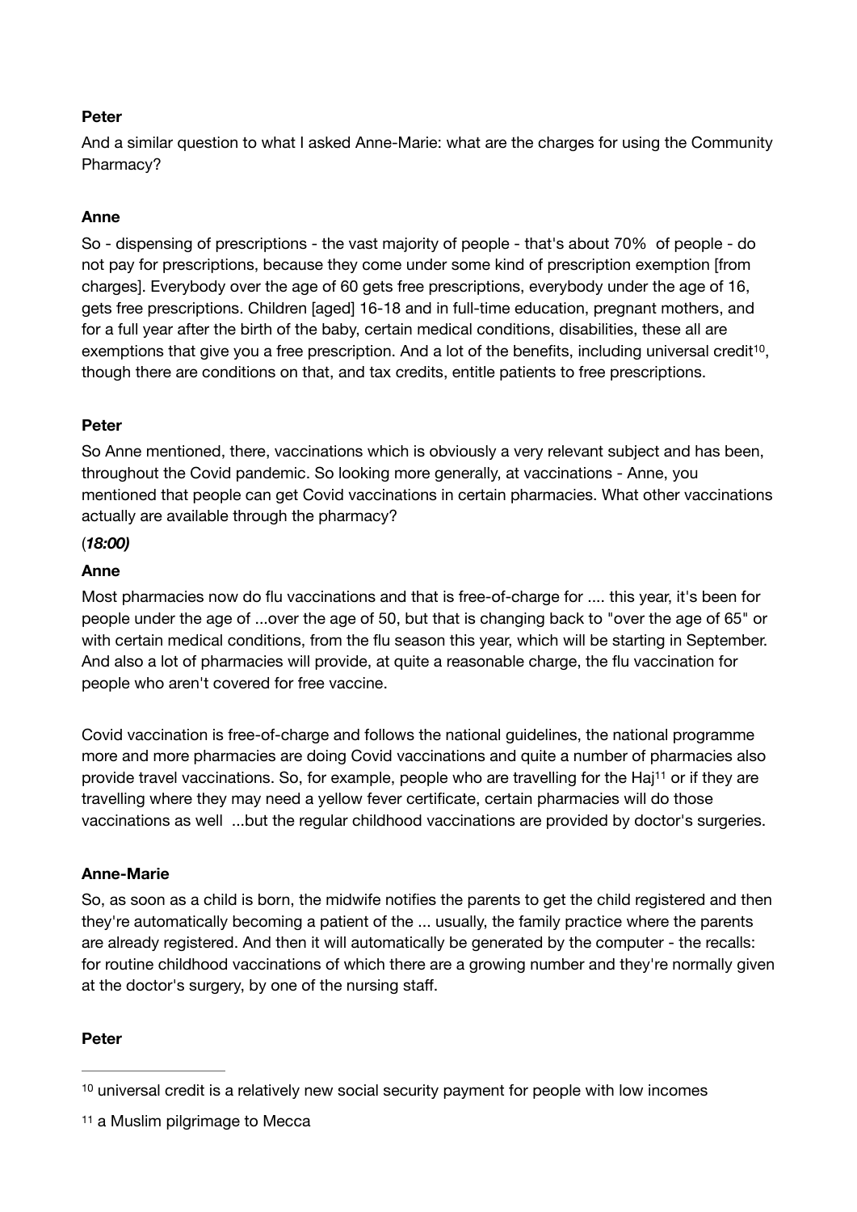**Peter**

And a similar question to what I asked Anne-Marie: what are the charges for using the Community Pharmacy?

**Anne**

So - dispensing of prescriptions - the vast majority of people - that's about 70% of people - do not pay for prescriptions, because they come under some kind of prescription exemption [from charges]. Everybody over the age of 60 gets free prescriptions, everybody under the age of 16, gets free prescriptions. Children [aged] 16-18 and in full-time education, pregnant mothers, and for a full year after the birth of the baby, certain medical conditions, disabilities, these all are exemptions that give you a free prescription. And a lot of the benefits, including universal credit[10], though there are conditions on that, and tax credits, entitle patients to free prescriptions.

**Peter**

So Anne mentioned, there, vaccinations which is obviously a very relevant subject and has been, throughout the Covid pandemic. So looking more generally, at vaccinations - Anne, you mentioned that people can get Covid vaccinations in certain pharmacies. What other vaccinations actually are available through the pharmacy?

(***18:00)***

**Anne**

Most pharmacies now do flu vaccinations and that is free-of-charge for .... this year, it's been for people under the age of ...over the age of 50, but that is changing back to "over the age of 65" or with certain medical conditions, from the flu season this year, which will be starting in September. And also a lot of pharmacies will provide, at quite a reasonable charge, the flu vaccination for people who aren't covered for free vaccine.

Covid vaccination is free-of-charge and follows the national guidelines, the national programme more and more pharmacies are doing Covid vaccinations and quite a number of pharmacies also provide travel vaccinations. So, for example, people who are travelling for the Haj[11] or if they are travelling where they may need a yellow fever certificate, certain pharmacies will do those vaccinations as well ...but the regular childhood vaccinations are provided by doctor's surgeries.

**Anne-Marie**

So, as soon as a child is born, the midwife notifies the parents to get the child registered and then they're automatically becoming a patient of the ... usually, the family practice where the parents are already registered. And then it will automatically be generated by the computer - the recalls: for routine childhood vaccinations of which there are a growing number and they're normally given at the doctor's surgery, by one of the nursing staff.

**Peter**

---

[10] universal credit is a relatively new social security payment for people with low incomes

[11] a Muslim pilgrimage to Mecca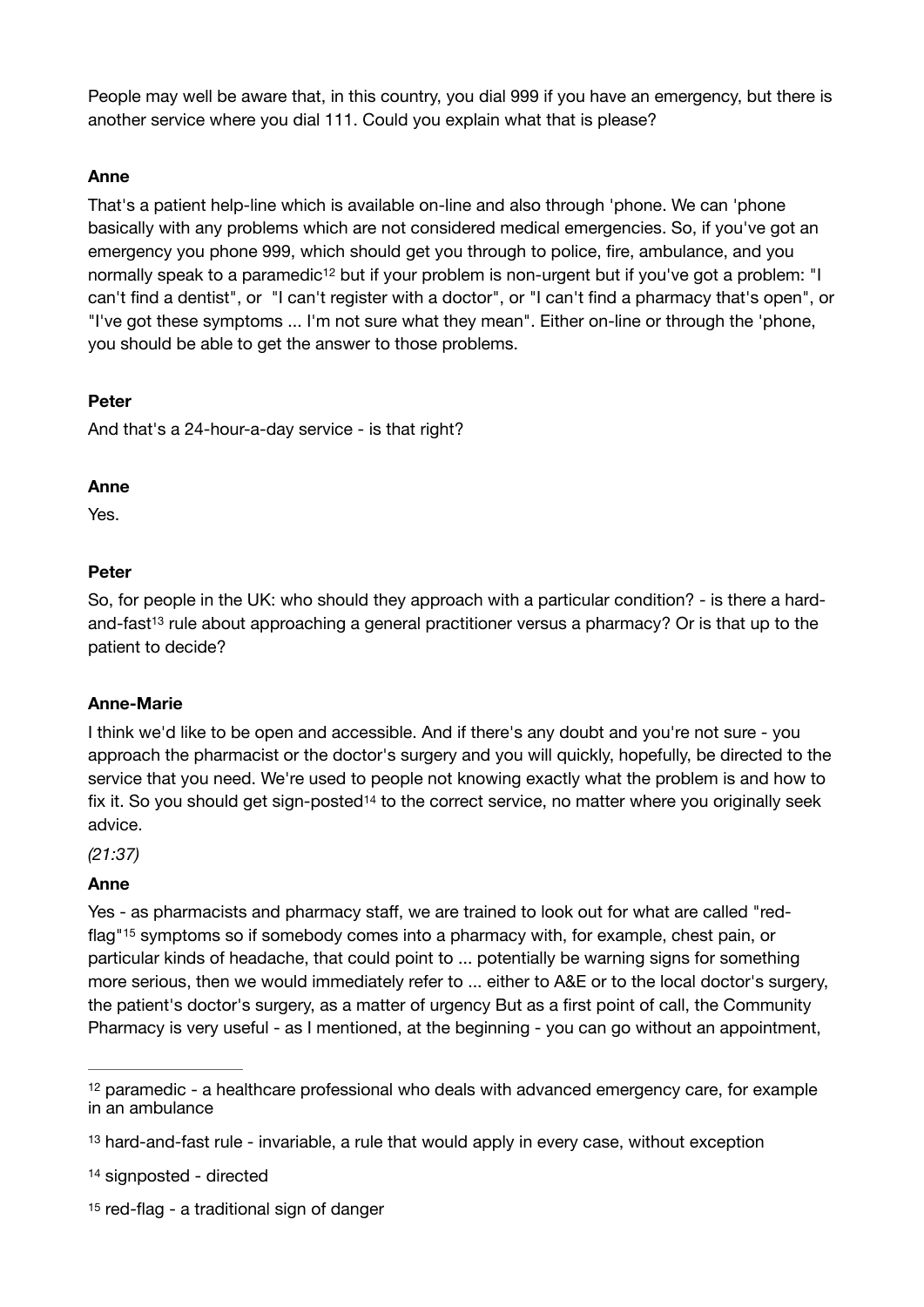People may well be aware that, in this country, you dial 999 if you have an emergency, but there is another service where you dial 111. Could you explain what that is please?

**Anne**

That's a patient help-line which is available on-line and also through 'phone. We can 'phone basically with any problems which are not considered medical emergencies. So, if you've got an emergency you phone 999, which should get you through to police, fire, ambulance, and you normally speak to a paramedic[12] but if your problem is non-urgent but if you've got a problem: "I can't find a dentist", or "I can't register with a doctor", or "I can't find a pharmacy that's open", or "I've got these symptoms ... I'm not sure what they mean". Either on-line or through the 'phone, you should be able to get the answer to those problems.

**Peter**

And that's a 24-hour-a-day service - is that right?

**Anne**

Yes.

**Peter**

So, for people in the UK: who should they approach with a particular condition? - is there a hard-and-fast[13] rule about approaching a general practitioner versus a pharmacy? Or is that up to the patient to decide?

**Anne-Marie**

I think we'd like to be open and accessible. And if there's any doubt and you're not sure - you approach the pharmacist or the doctor's surgery and you will quickly, hopefully, be directed to the service that you need. We're used to people not knowing exactly what the problem is and how to fix it. So you should get sign-posted[14] to the correct service, no matter where you originally seek advice.

*(21:37)*

**Anne**

Yes - as pharmacists and pharmacy staff, we are trained to look out for what are called "red-flag"[15] symptoms so if somebody comes into a pharmacy with, for example, chest pain, or particular kinds of headache, that could point to ... potentially be warning signs for something more serious, then we would immediately refer to ... either to A&E or to the local doctor's surgery, the patient's doctor's surgery, as a matter of urgency But as a first point of call, the Community Pharmacy is very useful - as I mentioned, at the beginning - you can go without an appointment,

---

[12] paramedic - a healthcare professional who deals with advanced emergency care, for example in an ambulance

[13] hard-and-fast rule - invariable, a rule that would apply in every case, without exception

[14] signposted - directed

[15] red-flag - a traditional sign of danger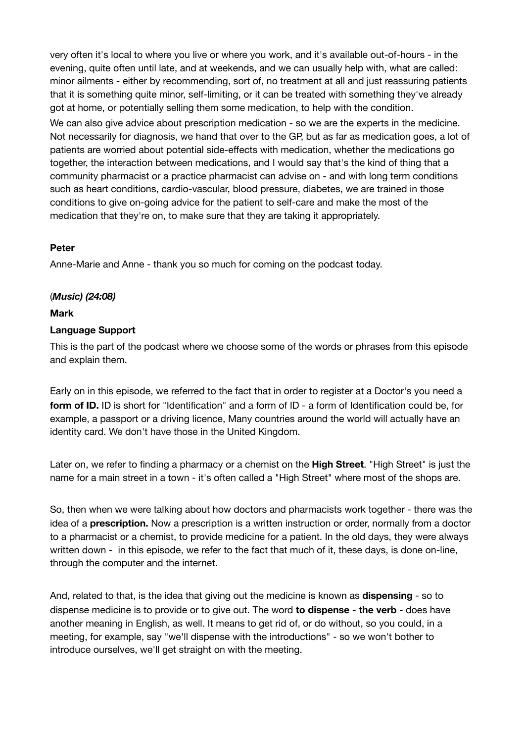very often it's local to where you live or where you work, and it's available out-of-hours - in the evening, quite often until late, and at weekends, and we can usually help with, what are called: minor ailments - either by recommending, sort of, no treatment at all and just reassuring patients that it is something quite minor, self-limiting, or it can be treated with something they've already got at home, or potentially selling them some medication, to help with the condition.

We can also give advice about prescription medication - so we are the experts in the medicine. Not necessarily for diagnosis, we hand that over to the GP, but as far as medication goes, a lot of patients are worried about potential side-effects with medication, whether the medications go together, the interaction between medications, and I would say that's the kind of thing that a community pharmacist or a practice pharmacist can advise on - and with long term conditions such as heart conditions, cardio-vascular, blood pressure, diabetes, we are trained in those conditions to give on-going advice for the patient to self-care and make the most of the medication that they're on, to make sure that they are taking it appropriately.

**Peter**

Anne-Marie and Anne - thank you so much for coming on the podcast today.

(*Music) (24:08)*

**Mark**

**Language Support**

This is the part of the podcast where we choose some of the words or phrases from this episode and explain them.

Early on in this episode, we referred to the fact that in order to register at a Doctor's you need a **form of ID.** ID is short for "Identification" and a form of ID - a form of Identification could be, for example, a passport or a driving licence, Many countries around the world will actually have an identity card. We don't have those in the United Kingdom.

Later on, we refer to finding a pharmacy or a chemist on the **High Street**. "High Street" is just the name for a main street in a town - it's often called a "High Street" where most of the shops are.

So, then when we were talking about how doctors and pharmacists work together - there was the idea of a **prescription.** Now a prescription is a written instruction or order, normally from a doctor to a pharmacist or a chemist, to provide medicine for a patient. In the old days, they were always written down - in this episode, we refer to the fact that much of it, these days, is done on-line, through the computer and the internet.

And, related to that, is the idea that giving out the medicine is known as **dispensing** - so to dispense medicine is to provide or to give out. The word **to dispense - the verb** - does have another meaning in English, as well. It means to get rid of, or do without, so you could, in a meeting, for example, say "we'll dispense with the introductions" - so we won't bother to introduce ourselves, we'll get straight on with the meeting.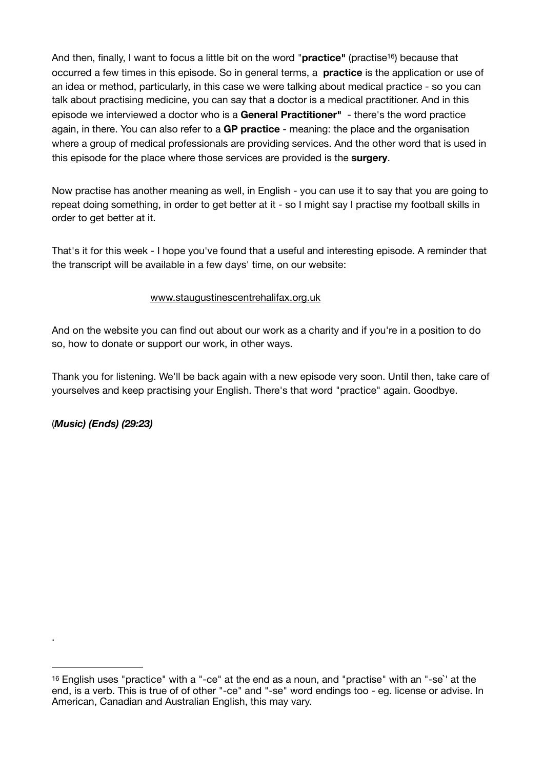And then, finally, I want to focus a little bit on the word "**practice"** (practise[16]) because that occurred a few times in this episode. So in general terms, a **practice** is the application or use of an idea or method, particularly, in this case we were talking about medical practice - so you can talk about practising medicine, you can say that a doctor is a medical practitioner. And in this episode we interviewed a doctor who is a **General Practitioner"** - there's the word practice again, in there. You can also refer to a **GP practice** - meaning: the place and the organisation where a group of medical professionals are providing services. And the other word that is used in this episode for the place where those services are provided is the **surgery**.

Now practise has another meaning as well, in English - you can use it to say that you are going to repeat doing something, in order to get better at it - so I might say I practise my football skills in order to get better at it.

That's it for this week - I hope you've found that a useful and interesting episode. A reminder that the transcript will be available in a few days' time, on our website:

www.staugustinescentrehalifax.org.uk

And on the website you can find out about our work as a charity and if you're in a position to do so, how to donate or support our work, in other ways.

Thank you for listening. We'll be back again with a new episode very soon. Until then, take care of yourselves and keep practising your English. There's that word "practice" again. Goodbye.

(***Music) (Ends) (29:23)***

.

---

[16] English uses "practice" with a "-ce" at the end as a noun, and "practise" with an "-se`' at the end, is a verb. This is true of of other "-ce" and "-se" word endings too - eg. license or advise. In American, Canadian and Australian English, this may vary.